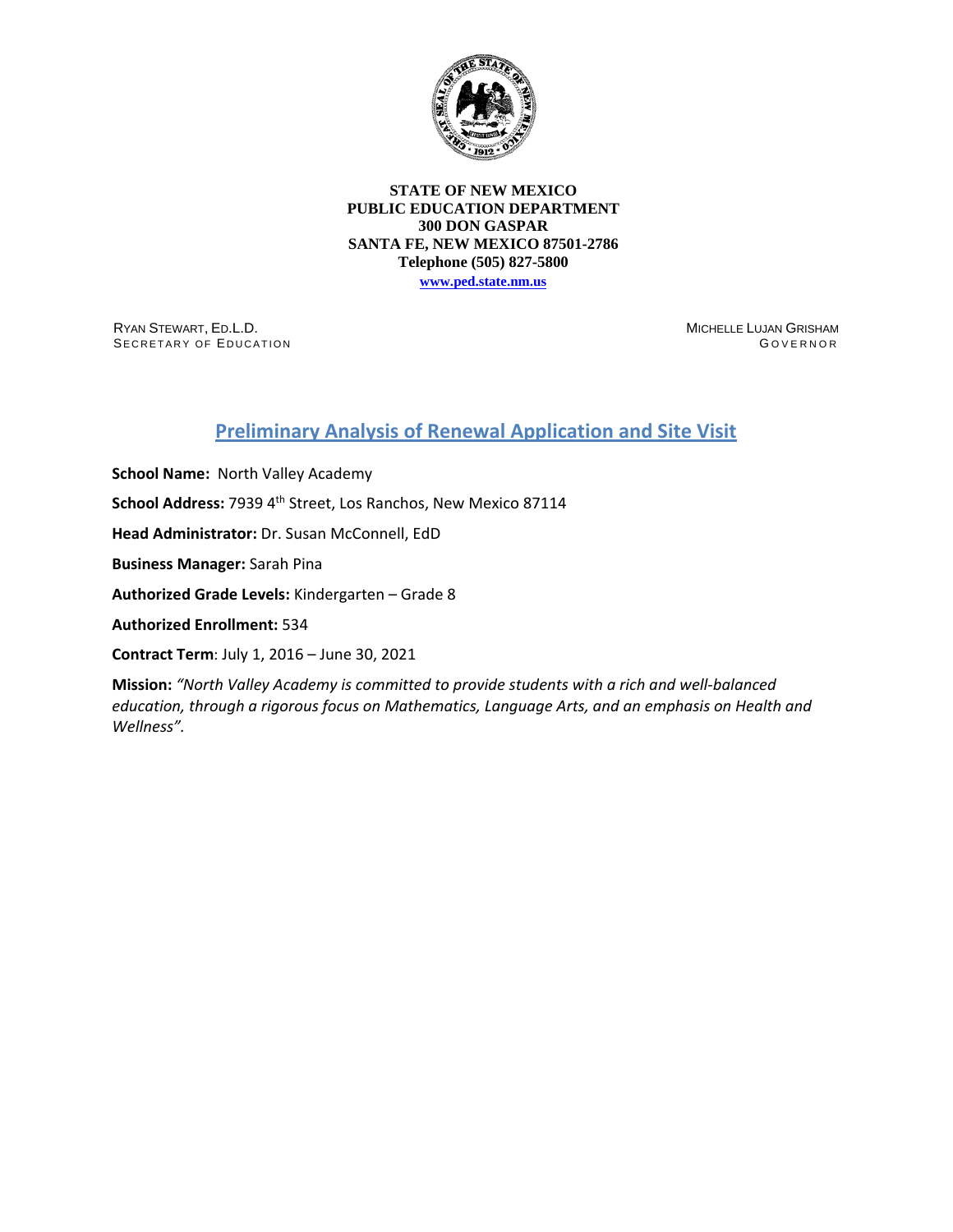**STATE OF NEW MEXICO**
**PUBLIC EDUCATION DEPARTMENT**
**300 DON GASPAR**
**SANTA FE, NEW MEXICO 87501-2786**
**Telephone (505) 827-5800**
**www.ped.state.nm.us**

RYAN STEWART, ED.L.D.
SECRETARY OF EDUCATION

MICHELLE LUJAN GRISHAM
GOVERNOR

# Preliminary Analysis of Renewal Application and Site Visit

**School Name:** North Valley Academy

**School Address:** 7939 4th Street, Los Ranchos, New Mexico 87114

**Head Administrator:** Dr. Susan McConnell, EdD

**Business Manager:** Sarah Pina

**Authorized Grade Levels:** Kindergarten – Grade 8

**Authorized Enrollment:** 534

**Contract Term**: July 1, 2016 – June 30, 2021

**Mission:** *"North Valley Academy is committed to provide students with a rich and well-balanced education, through a rigorous focus on Mathematics, Language Arts, and an emphasis on Health and Wellness".*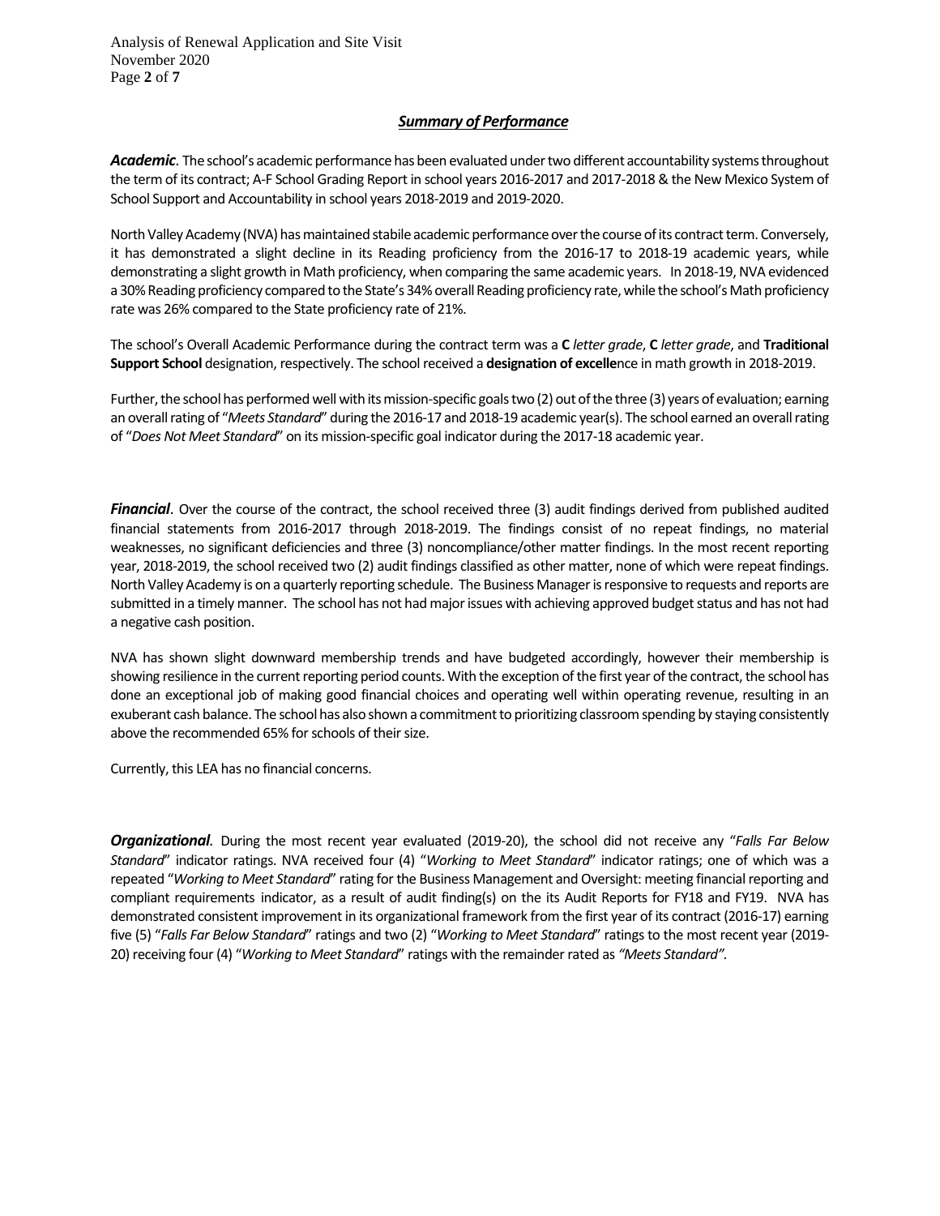## ***Summary of Performance***

***Academic***. The school's academic performance has been evaluated under two different accountability systems throughout the term of its contract; A-F School Grading Report in school years 2016-2017 and 2017-2018 & the New Mexico System of School Support and Accountability in school years 2018-2019 and 2019-2020.

North Valley Academy (NVA) has maintained stabile academic performance over the course of its contract term. Conversely, it has demonstrated a slight decline in its Reading proficiency from the 2016-17 to 2018-19 academic years, while demonstrating a slight growth in Math proficiency, when comparing the same academic years. In 2018-19, NVA evidenced a 30% Reading proficiency compared to the State's 34% overall Reading proficiency rate, while the school's Math proficiency rate was 26% compared to the State proficiency rate of 21%.

The school's Overall Academic Performance during the contract term was a **C** *letter grade*, **C** *letter grade*, and **Traditional Support School** designation, respectively. The school received a **designation of excelle**nce in math growth in 2018-2019.

Further, the school has performed well with its mission-specific goals two (2) out of the three (3) years of evaluation; earning an overall rating of "*Meets Standard*" during the 2016-17 and 2018-19 academic year(s). The school earned an overall rating of "*Does Not Meet Standard*" on its mission-specific goal indicator during the 2017-18 academic year.

***Financial***. Over the course of the contract, the school received three (3) audit findings derived from published audited financial statements from 2016-2017 through 2018-2019. The findings consist of no repeat findings, no material weaknesses, no significant deficiencies and three (3) noncompliance/other matter findings. In the most recent reporting year, 2018-2019, the school received two (2) audit findings classified as other matter, none of which were repeat findings. North Valley Academy is on a quarterly reporting schedule. The Business Manager is responsive to requests and reports are submitted in a timely manner. The school has not had major issues with achieving approved budget status and has not had a negative cash position.

NVA has shown slight downward membership trends and have budgeted accordingly, however their membership is showing resilience in the current reporting period counts. With the exception of the first year of the contract, the school has done an exceptional job of making good financial choices and operating well within operating revenue, resulting in an exuberant cash balance. The school has also shown a commitment to prioritizing classroom spending by staying consistently above the recommended 65% for schools of their size.

Currently, this LEA has no financial concerns.

***Organizational***. During the most recent year evaluated (2019-20), the school did not receive any "*Falls Far Below Standard*" indicator ratings. NVA received four (4) "*Working to Meet Standard*" indicator ratings; one of which was a repeated "*Working to Meet Standard*" rating for the Business Management and Oversight: meeting financial reporting and compliant requirements indicator, as a result of audit finding(s) on the its Audit Reports for FY18 and FY19. NVA has demonstrated consistent improvement in its organizational framework from the first year of its contract (2016-17) earning five (5) "*Falls Far Below Standard*" ratings and two (2) "*Working to Meet Standard*" ratings to the most recent year (2019-20) receiving four (4) "*Working to Meet Standard*" ratings with the remainder rated as *"Meets Standard".*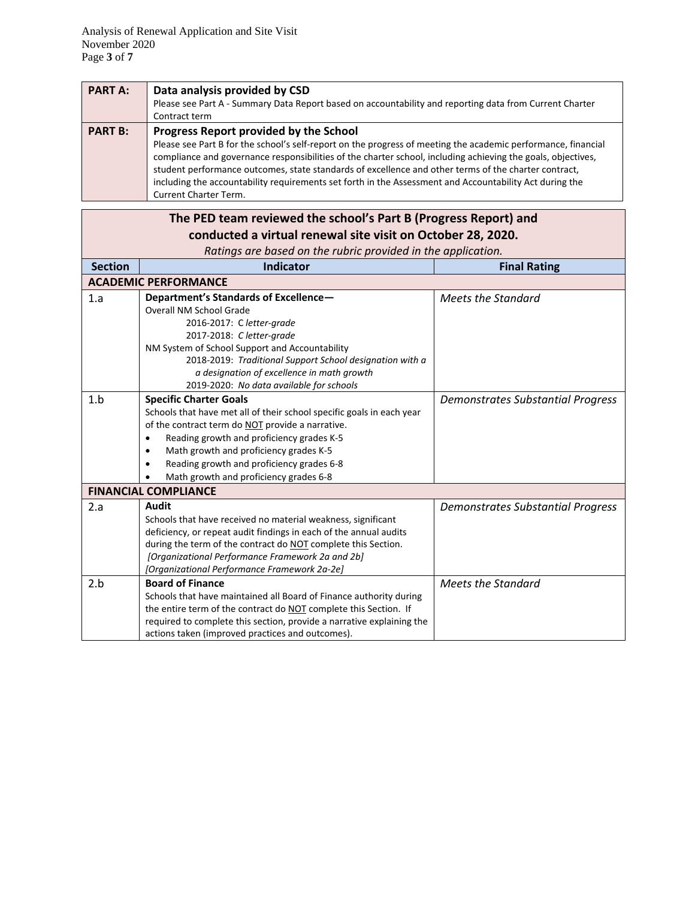| PART A: | **Data analysis provided by CSD**<br>Please see Part A - Summary Data Report based on accountability and reporting data from Current Charter Contract term |
|---|---|
| **PART B:** | **Progress Report provided by the School**<br>Please see Part B for the school's self-report on the progress of meeting the academic performance, financial compliance and governance responsibilities of the charter school, including achieving the goals, objectives, student performance outcomes, state standards of excellence and other terms of the charter contract, including the accountability requirements set forth in the Assessment and Accountability Act during the Current Charter Term. |

**The PED team reviewed the school's Part B (Progress Report) and conducted a virtual renewal site visit on October 28, 2020.**

*Ratings are based on the rubric provided in the application.*

| Section | Indicator | Final Rating |
|---|---|---|
| **ACADEMIC PERFORMANCE** | | |
| 1.a | **Department's Standards of Excellence—**<br>Overall NM School Grade<br>2016-2017: C *letter-grade*<br>2017-2018: *C letter-grade*<br>NM System of School Support and Accountability<br>2018-2019: *Traditional Support School designation with a a designation of excellence in math growth*<br>2019-2020: *No data available for schools* | *Meets the Standard* |
| 1.b | **Specific Charter Goals**<br>Schools that have met all of their school specific goals in each year of the contract term do NOT provide a narrative.<br>• Reading growth and proficiency grades K-5<br>• Math growth and proficiency grades K-5<br>• Reading growth and proficiency grades 6-8<br>• Math growth and proficiency grades 6-8 | *Demonstrates Substantial Progress* |
| **FINANCIAL COMPLIANCE** | | |
| 2.a | **Audit**<br>Schools that have received no material weakness, significant deficiency, or repeat audit findings in each of the annual audits during the term of the contract do NOT complete this Section.<br>*[Organizational Performance Framework 2a and 2b]*<br>*[Organizational Performance Framework 2a-2e]* | *Demonstrates Substantial Progress* |
| 2.b | **Board of Finance**<br>Schools that have maintained all Board of Finance authority during the entire term of the contract do NOT complete this Section. If required to complete this section, provide a narrative explaining the actions taken (improved practices and outcomes). | *Meets the Standard* |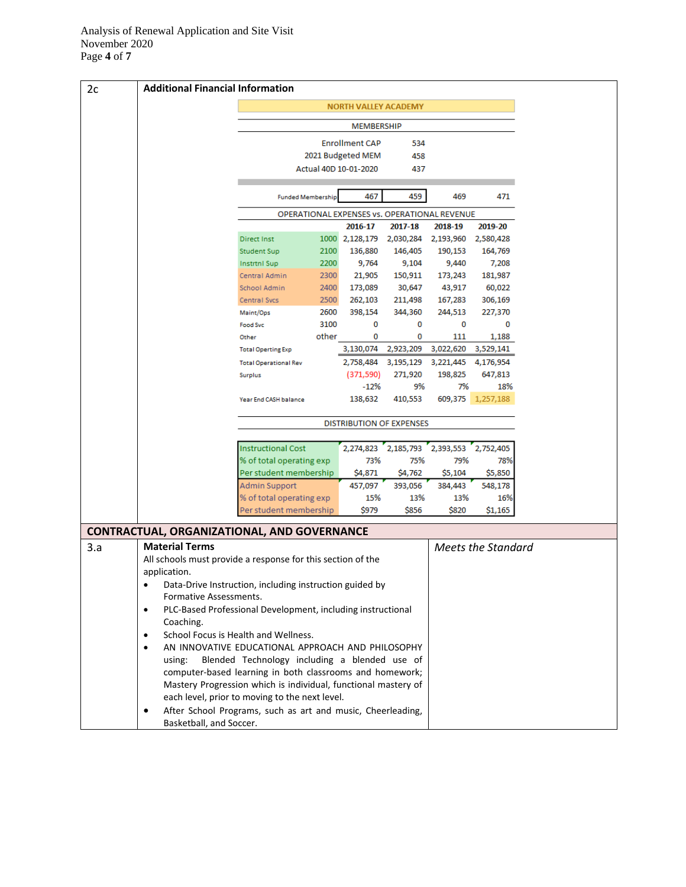**2c**

**Additional Financial Information**

**NORTH VALLEY ACADEMY**

MEMBERSHIP

| | |
|---|---|
| Enrollment CAP | 534 |
| 2021 Budgeted MEM | 458 |
| Actual 40D 10-01-2020 | 437 |

| | | | | |
|---|---|---|---|---|
| Funded Membership | 467 | 459 | 469 | 471 |

OPERATIONAL EXPENSES vs. OPERATIONAL REVENUE

| | | 2016-17 | 2017-18 | 2018-19 | 2019-20 |
|---|---|---|---|---|---|
| Direct Inst | 1000 | 2,128,179 | 2,030,284 | 2,193,960 | 2,580,428 |
| Student Sup | 2100 | 136,880 | 146,405 | 190,153 | 164,769 |
| Instrtnl Sup | 2200 | 9,764 | 9,104 | 9,440 | 7,208 |
| Central Admin | 2300 | 21,905 | 150,911 | 173,243 | 181,987 |
| School Admin | 2400 | 173,089 | 30,647 | 43,917 | 60,022 |
| Central Svcs | 2500 | 262,103 | 211,498 | 167,283 | 306,169 |
| Maint/Ops | 2600 | 398,154 | 344,360 | 244,513 | 227,370 |
| Food Svc | 3100 | 0 | 0 | 0 | 0 |
| Other | other | 0 | 0 | 111 | 1,188 |
| Total Operting Exp | | 3,130,074 | 2,923,209 | 3,022,620 | 3,529,141 |
| Total Operational Rev | | 2,758,484 | 3,195,129 | 3,221,445 | 4,176,954 |
| Surplus | | (371,590) | 271,920 | 198,825 | 647,813 |
| | | -12% | 9% | 7% | 18% |
| Year End CASH balance | | 138,632 | 410,553 | 609,375 | 1,257,188 |

DISTRIBUTION OF EXPENSES

| | | | | |
|---|---|---|---|---|
| Instructional Cost | 2,274,823 | 2,185,793 | 2,393,553 | 2,752,405 |
| % of total operating exp | 73% | 75% | 79% | 78% |
| Per student membership | $4,871 | $4,762 | $5,104 | $5,850 |
| Admin Support | 457,097 | 393,056 | 384,443 | 548,178 |
| % of total operating exp | 15% | 13% | 13% | 16% |
| Per student membership | $979 | $856 | $820 | $1,165 |

## CONTRACTUAL, ORGANIZATIONAL, AND GOVERNANCE

**3.a**

**Material Terms**

*Meets the Standard*

All schools must provide a response for this section of the application.

- Data-Drive Instruction, including instruction guided by Formative Assessments.
- PLC-Based Professional Development, including instructional Coaching.
- School Focus is Health and Wellness.
- AN INNOVATIVE EDUCATIONAL APPROACH AND PHILOSOPHY using: Blended Technology including a blended use of computer-based learning in both classrooms and homework; Mastery Progression which is individual, functional mastery of each level, prior to moving to the next level.
- After School Programs, such as art and music, Cheerleading, Basketball, and Soccer.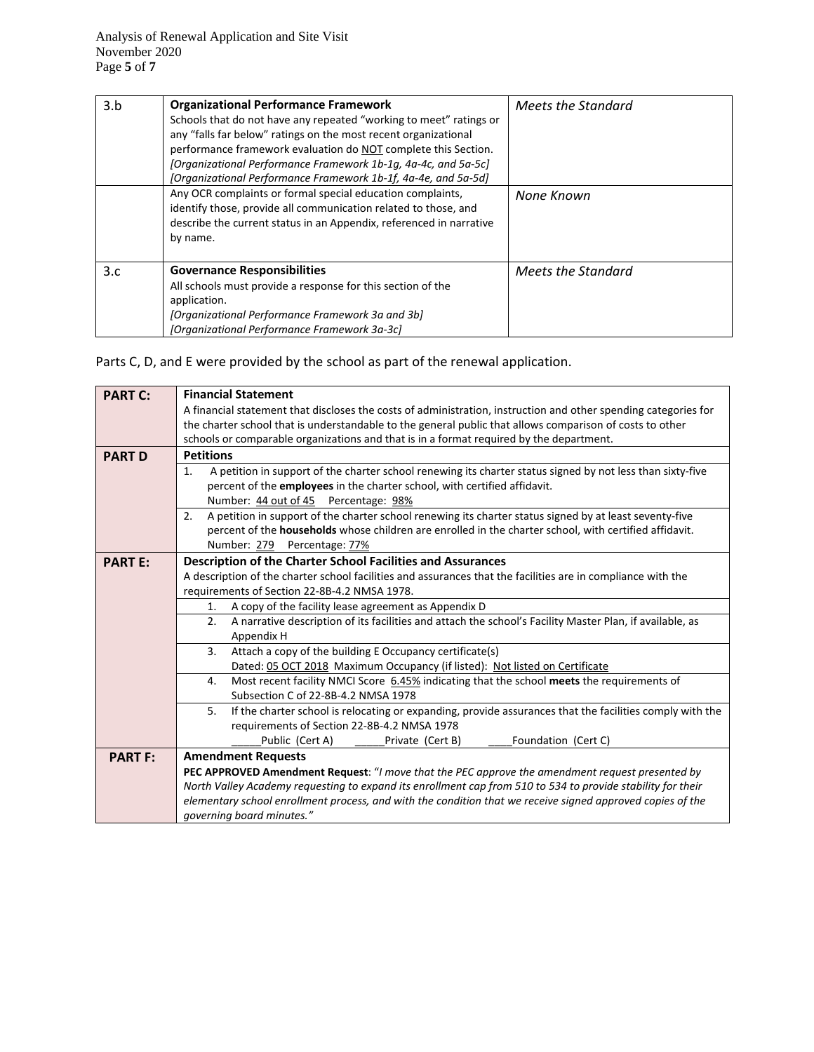| 3.b | **Organizational Performance Framework**<br>Schools that do not have any repeated "working to meet" ratings or any "falls far below" ratings on the most recent organizational performance framework evaluation do NOT complete this Section.<br>*[Organizational Performance Framework 1b-1g, 4a-4c, and 5a-5c]*<br>*[Organizational Performance Framework 1b-1f, 4a-4e, and 5a-5d]* | *Meets the Standard* |
|---|---|---|
| | Any OCR complaints or formal special education complaints, identify those, provide all communication related to those, and describe the current status in an Appendix, referenced in narrative by name. | *None Known* |
| 3.c | **Governance Responsibilities**<br>All schools must provide a response for this section of the application.<br>*[Organizational Performance Framework 3a and 3b]*<br>*[Organizational Performance Framework 3a-3c]* | *Meets the Standard* |

Parts C, D, and E were provided by the school as part of the renewal application.

| **PART C:** | **Financial Statement**<br>A financial statement that discloses the costs of administration, instruction and other spending categories for the charter school that is understandable to the general public that allows comparison of costs to other schools or comparable organizations and that is in a format required by the department. |
|---|---|
| **PART D** | **Petitions** |
| | 1. A petition in support of the charter school renewing its charter status signed by not less than sixty-five percent of the **employees** in the charter school, with certified affidavit.<br>Number: 44 out of 45 Percentage: 98% |
| | 2. A petition in support of the charter school renewing its charter status signed by at least seventy-five percent of the **households** whose children are enrolled in the charter school, with certified affidavit.<br>Number: 279 Percentage: 77% |
| **PART E:** | **Description of the Charter School Facilities and Assurances**<br>A description of the charter school facilities and assurances that the facilities are in compliance with the requirements of Section 22-8B-4.2 NMSA 1978. |
| | 1. A copy of the facility lease agreement as Appendix D |
| | 2. A narrative description of its facilities and attach the school's Facility Master Plan, if available, as Appendix H |
| | 3. Attach a copy of the building E Occupancy certificate(s)<br>Dated: 05 OCT 2018 Maximum Occupancy (if listed): Not listed on Certificate |
| | 4. Most recent facility NMCI Score 6.45% indicating that the school **meets** the requirements of Subsection C of 22-8B-4.2 NMSA 1978 |
| | 5. If the charter school is relocating or expanding, provide assurances that the facilities comply with the requirements of Section 22-8B-4.2 NMSA 1978<br>_____Public (Cert A) _____Private (Cert B) ____Foundation (Cert C) |
| **PART F:** | **Amendment Requests**<br>**PEC APPROVED Amendment Request**: "*I move that the PEC approve the amendment request presented by North Valley Academy requesting to expand its enrollment cap from 510 to 534 to provide stability for their elementary school enrollment process, and with the condition that we receive signed approved copies of the governing board minutes.*" |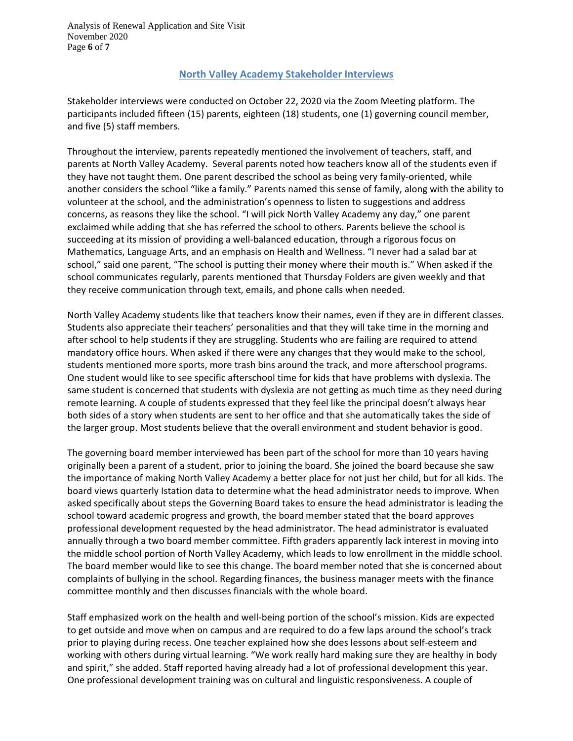## North Valley Academy Stakeholder Interviews

Stakeholder interviews were conducted on October 22, 2020 via the Zoom Meeting platform. The participants included fifteen (15) parents, eighteen (18) students, one (1) governing council member, and five (5) staff members.

Throughout the interview, parents repeatedly mentioned the involvement of teachers, staff, and parents at North Valley Academy. Several parents noted how teachers know all of the students even if they have not taught them. One parent described the school as being very family-oriented, while another considers the school "like a family." Parents named this sense of family, along with the ability to volunteer at the school, and the administration's openness to listen to suggestions and address concerns, as reasons they like the school. "I will pick North Valley Academy any day," one parent exclaimed while adding that she has referred the school to others. Parents believe the school is succeeding at its mission of providing a well-balanced education, through a rigorous focus on Mathematics, Language Arts, and an emphasis on Health and Wellness. "I never had a salad bar at school," said one parent, "The school is putting their money where their mouth is." When asked if the school communicates regularly, parents mentioned that Thursday Folders are given weekly and that they receive communication through text, emails, and phone calls when needed.

North Valley Academy students like that teachers know their names, even if they are in different classes. Students also appreciate their teachers' personalities and that they will take time in the morning and after school to help students if they are struggling. Students who are failing are required to attend mandatory office hours. When asked if there were any changes that they would make to the school, students mentioned more sports, more trash bins around the track, and more afterschool programs. One student would like to see specific afterschool time for kids that have problems with dyslexia. The same student is concerned that students with dyslexia are not getting as much time as they need during remote learning. A couple of students expressed that they feel like the principal doesn't always hear both sides of a story when students are sent to her office and that she automatically takes the side of the larger group. Most students believe that the overall environment and student behavior is good.

The governing board member interviewed has been part of the school for more than 10 years having originally been a parent of a student, prior to joining the board. She joined the board because she saw the importance of making North Valley Academy a better place for not just her child, but for all kids. The board views quarterly Istation data to determine what the head administrator needs to improve. When asked specifically about steps the Governing Board takes to ensure the head administrator is leading the school toward academic progress and growth, the board member stated that the board approves professional development requested by the head administrator. The head administrator is evaluated annually through a two board member committee. Fifth graders apparently lack interest in moving into the middle school portion of North Valley Academy, which leads to low enrollment in the middle school. The board member would like to see this change. The board member noted that she is concerned about complaints of bullying in the school. Regarding finances, the business manager meets with the finance committee monthly and then discusses financials with the whole board.

Staff emphasized work on the health and well-being portion of the school's mission. Kids are expected to get outside and move when on campus and are required to do a few laps around the school's track prior to playing during recess. One teacher explained how she does lessons about self-esteem and working with others during virtual learning. "We work really hard making sure they are healthy in body and spirit," she added. Staff reported having already had a lot of professional development this year. One professional development training was on cultural and linguistic responsiveness. A couple of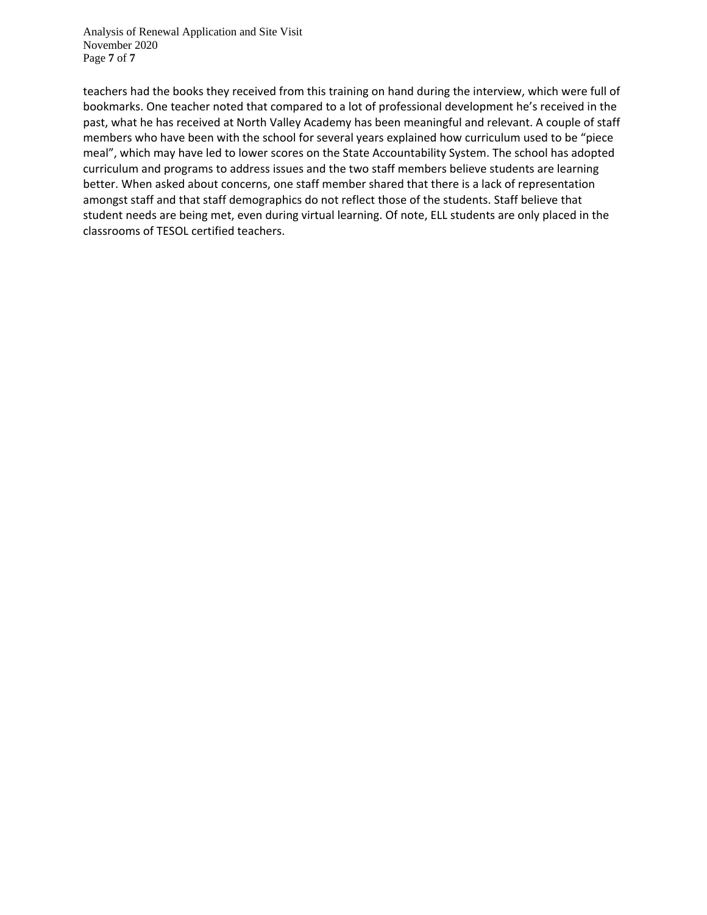teachers had the books they received from this training on hand during the interview, which were full of bookmarks. One teacher noted that compared to a lot of professional development he's received in the past, what he has received at North Valley Academy has been meaningful and relevant. A couple of staff members who have been with the school for several years explained how curriculum used to be "piece meal", which may have led to lower scores on the State Accountability System. The school has adopted curriculum and programs to address issues and the two staff members believe students are learning better. When asked about concerns, one staff member shared that there is a lack of representation amongst staff and that staff demographics do not reflect those of the students. Staff believe that student needs are being met, even during virtual learning. Of note, ELL students are only placed in the classrooms of TESOL certified teachers.